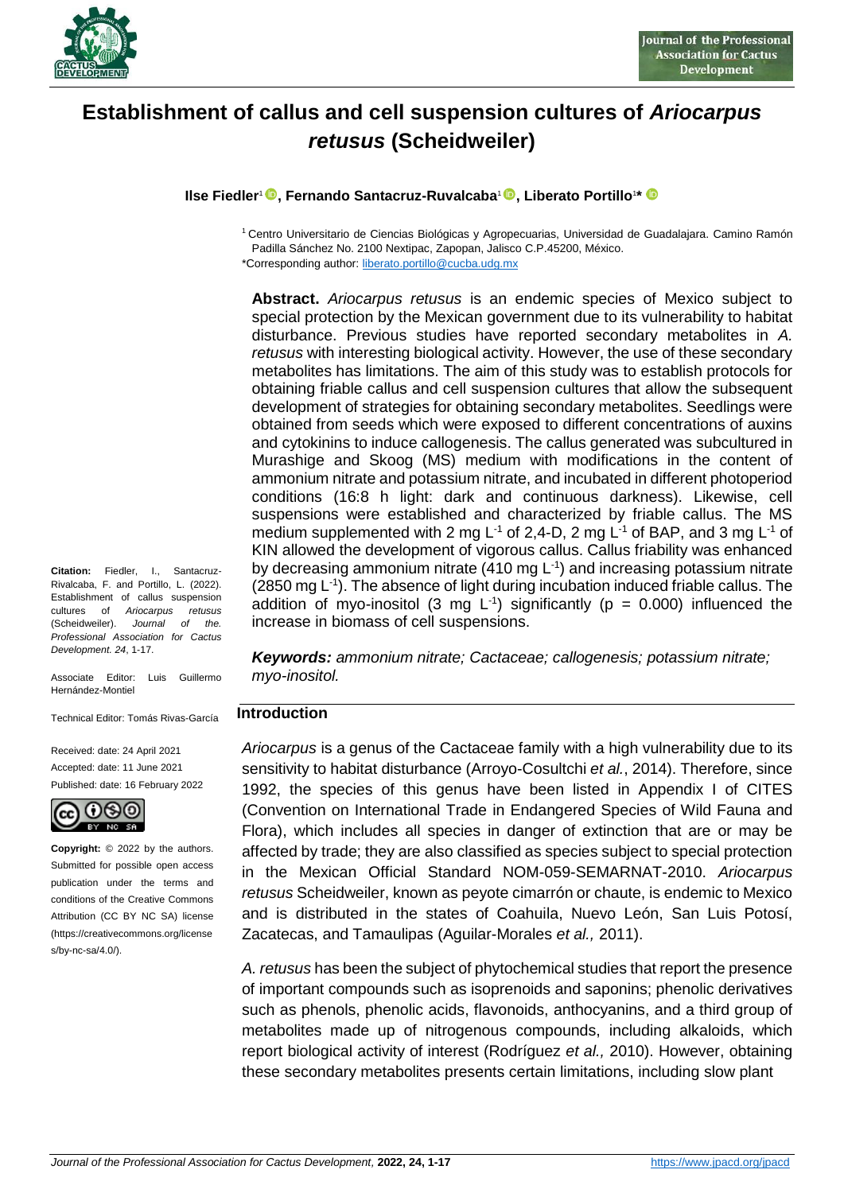# Establishment of callus and cell suspension cultures of *Ariocarpus retusus* (Scheidweiler)

**Ilse Fiedler**[1], **Fernando Santacruz-Ruvalcaba**[1], **Liberato Portillo**[1]*

[1] Centro Universitario de Ciencias Biológicas y Agropecuarias, Universidad de Guadalajara. Camino Ramón Padilla Sánchez No. 2100 Nextipac, Zapopan, Jalisco C.P.45200, México.
*Corresponding author: liberato.portillo@cucba.udg.mx

**Citation:** Fiedler, I., Santacruz-Rivalcaba, F. and Portillo, L. (2022). Establishment of callus suspension cultures of *Ariocarpus retusus* (Scheidweiler). *Journal of the Professional Association for Cactus Development. 24*, 1-17.

Associate Editor: Luis Guillermo Hernández-Montiel

Technical Editor: Tomás Rivas-García

Received: date: 24 April 2021
Accepted: date: 11 June 2021
Published: date: 16 February 2022

**Copyright:** © 2022 by the authors. Submitted for possible open access publication under the terms and conditions of the Creative Commons Attribution (CC BY NC SA) license (https://creativecommons.org/licenses/by-nc-sa/4.0/).

**Abstract.** *Ariocarpus retusus* is an endemic species of Mexico subject to special protection by the Mexican government due to its vulnerability to habitat disturbance. Previous studies have reported secondary metabolites in *A. retusus* with interesting biological activity. However, the use of these secondary metabolites has limitations. The aim of this study was to establish protocols for obtaining friable callus and cell suspension cultures that allow the subsequent development of strategies for obtaining secondary metabolites. Seedlings were obtained from seeds which were exposed to different concentrations of auxins and cytokinins to induce callogenesis. The callus generated was subcultured in Murashige and Skoog (MS) medium with modifications in the content of ammonium nitrate and potassium nitrate, and incubated in different photoperiod conditions (16:8 h light: dark and continuous darkness). Likewise, cell suspensions were established and characterized by friable callus. The MS medium supplemented with 2 mg $L^{-1}$ of 2,4-D, 2 mg $L^{-1}$ of BAP, and 3 mg $L^{-1}$ of KIN allowed the development of vigorous callus. Callus friability was enhanced by decreasing ammonium nitrate (410 mg $L^{-1}$) and increasing potassium nitrate (2850 mg $L^{-1}$). The absence of light during incubation induced friable callus. The addition of myo-inositol (3 mg $L^{-1}$) significantly ($p$ = 0.000) influenced the increase in biomass of cell suspensions.

***Keywords:*** *ammonium nitrate; Cactaceae; callogenesis; potassium nitrate; myo-inositol.*

## Introduction

*Ariocarpus* is a genus of the Cactaceae family with a high vulnerability due to its sensitivity to habitat disturbance (Arroyo-Cosultchi *et al.*, 2014). Therefore, since 1992, the species of this genus have been listed in Appendix I of CITES (Convention on International Trade in Endangered Species of Wild Fauna and Flora), which includes all species in danger of extinction that are or may be affected by trade; they are also classified as species subject to special protection in the Mexican Official Standard NOM-059-SEMARNAT-2010. *Ariocarpus retusus* Scheidweiler, known as peyote cimarrón or chaute, is endemic to Mexico and is distributed in the states of Coahuila, Nuevo León, San Luis Potosí, Zacatecas, and Tamaulipas (Aguilar-Morales *et al.,* 2011).

*A. retusus* has been the subject of phytochemical studies that report the presence of important compounds such as isoprenoids and saponins; phenolic derivatives such as phenols, phenolic acids, flavonoids, anthocyanins, and a third group of metabolites made up of nitrogenous compounds, including alkaloids, which report biological activity of interest (Rodríguez *et al.,* 2010). However, obtaining these secondary metabolites presents certain limitations, including slow plant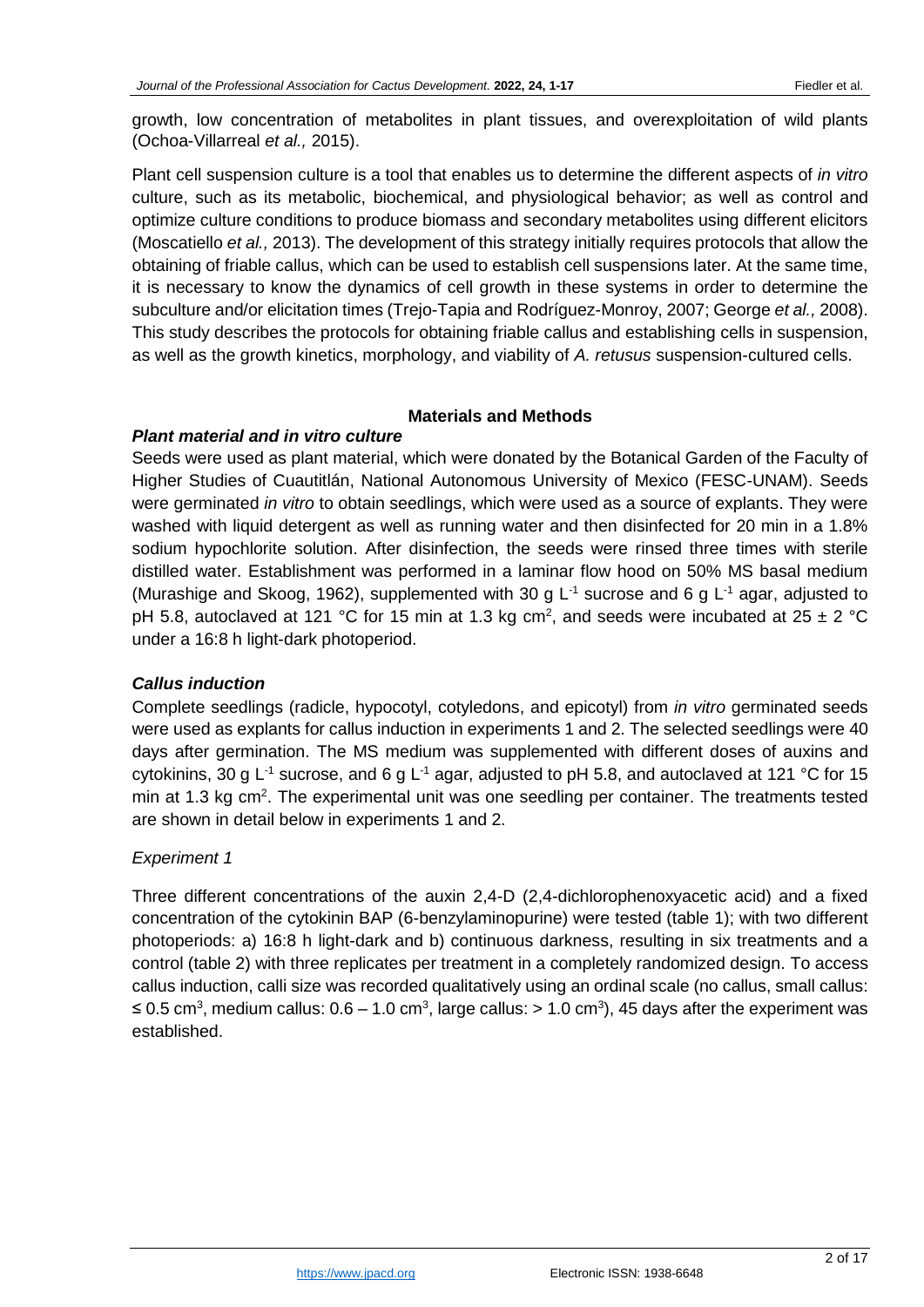growth, low concentration of metabolites in plant tissues, and overexploitation of wild plants (Ochoa-Villarreal *et al.,* 2015).

Plant cell suspension culture is a tool that enables us to determine the different aspects of *in vitro* culture, such as its metabolic, biochemical, and physiological behavior; as well as control and optimize culture conditions to produce biomass and secondary metabolites using different elicitors (Moscatiello *et al.,* 2013). The development of this strategy initially requires protocols that allow the obtaining of friable callus, which can be used to establish cell suspensions later. At the same time, it is necessary to know the dynamics of cell growth in these systems in order to determine the subculture and/or elicitation times (Trejo-Tapia and Rodríguez-Monroy, 2007; George *et al.,* 2008). This study describes the protocols for obtaining friable callus and establishing cells in suspension, as well as the growth kinetics, morphology, and viability of *A. retusus* suspension-cultured cells.

## Materials and Methods

### *Plant material and in vitro culture*

Seeds were used as plant material, which were donated by the Botanical Garden of the Faculty of Higher Studies of Cuautitlán, National Autonomous University of Mexico (FESC-UNAM). Seeds were germinated *in vitro* to obtain seedlings, which were used as a source of explants. They were washed with liquid detergent as well as running water and then disinfected for 20 min in a 1.8% sodium hypochlorite solution. After disinfection, the seeds were rinsed three times with sterile distilled water. Establishment was performed in a laminar flow hood on 50% MS basal medium (Murashige and Skoog, 1962), supplemented with 30 g $L^{-1}$ sucrose and 6 g $L^{-1}$ agar, adjusted to pH 5.8, autoclaved at 121 °C for 15 min at 1.3 kg $cm^2$, and seeds were incubated at 25 ± 2 °C under a 16:8 h light-dark photoperiod.

### *Callus induction*

Complete seedlings (radicle, hypocotyl, cotyledons, and epicotyl) from *in vitro* germinated seeds were used as explants for callus induction in experiments 1 and 2. The selected seedlings were 40 days after germination. The MS medium was supplemented with different doses of auxins and cytokinins, 30 g $L^{-1}$ sucrose, and 6 g $L^{-1}$ agar, adjusted to pH 5.8, and autoclaved at 121 °C for 15 min at 1.3 kg $cm^2$. The experimental unit was one seedling per container. The treatments tested are shown in detail below in experiments 1 and 2.

#### *Experiment 1*

Three different concentrations of the auxin 2,4-D (2,4-dichlorophenoxyacetic acid) and a fixed concentration of the cytokinin BAP (6-benzylaminopurine) were tested (table 1); with two different photoperiods: a) 16:8 h light-dark and b) continuous darkness, resulting in six treatments and a control (table 2) with three replicates per treatment in a completely randomized design. To access callus induction, calli size was recorded qualitatively using an ordinal scale (no callus, small callus: ≤ 0.5 $cm^3$, medium callus: 0.6 – 1.0 $cm^3$, large callus: > 1.0 $cm^3$), 45 days after the experiment was established.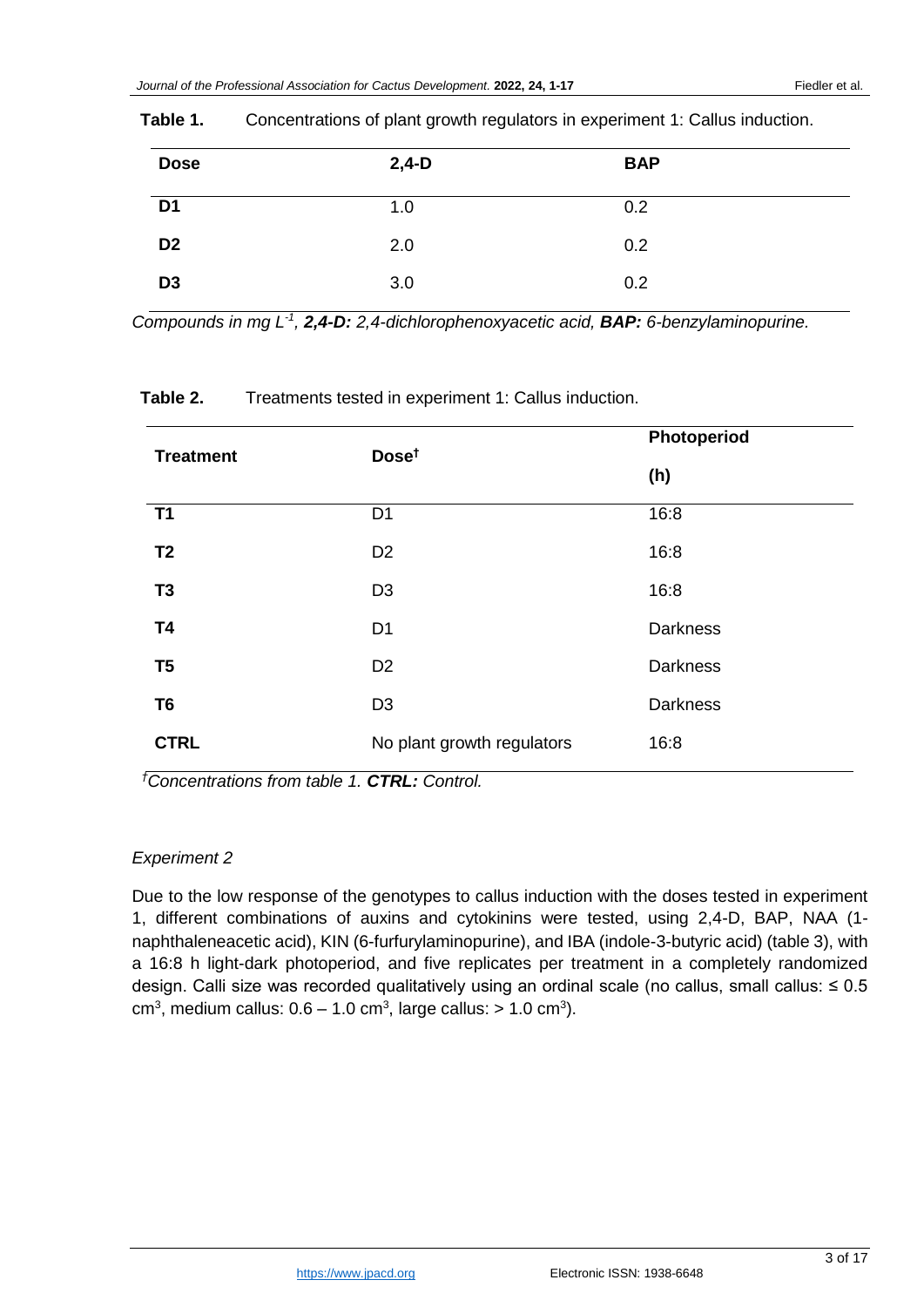**Table 1.** Concentrations of plant growth regulators in experiment 1: Callus induction.

| Dose | 2,4-D | BAP |
|---|---|---|
| **D1** | 1.0 | 0.2 |
| **D2** | 2.0 | 0.2 |
| **D3** | 3.0 | 0.2 |

*Compounds in mg $L^{-1}$, **2,4-D:** 2,4-dichlorophenoxyacetic acid, **BAP:** 6-benzylaminopurine.*

**Table 2.** Treatments tested in experiment 1: Callus induction.

| Treatment | Dose† | Photoperiod (h) |
|---|---|---|
| **T1** | D1 | 16:8 |
| **T2** | D2 | 16:8 |
| **T3** | D3 | 16:8 |
| **T4** | D1 | Darkness |
| **T5** | D2 | Darkness |
| **T6** | D3 | Darkness |
| **CTRL** | No plant growth regulators | 16:8 |

*†Concentrations from table 1. **CTRL:** Control.*

*Experiment 2*

Due to the low response of the genotypes to callus induction with the doses tested in experiment 1, different combinations of auxins and cytokinins were tested, using 2,4-D, BAP, NAA (1-naphthaleneacetic acid), KIN (6-furfurylaminopurine), and IBA (indole-3-butyric acid) (table 3), with a 16:8 h light-dark photoperiod, and five replicates per treatment in a completely randomized design. Calli size was recorded qualitatively using an ordinal scale (no callus, small callus: ≤ 0.5 $cm^3$, medium callus: 0.6 – 1.0 $cm^3$, large callus: > 1.0 $cm^3$).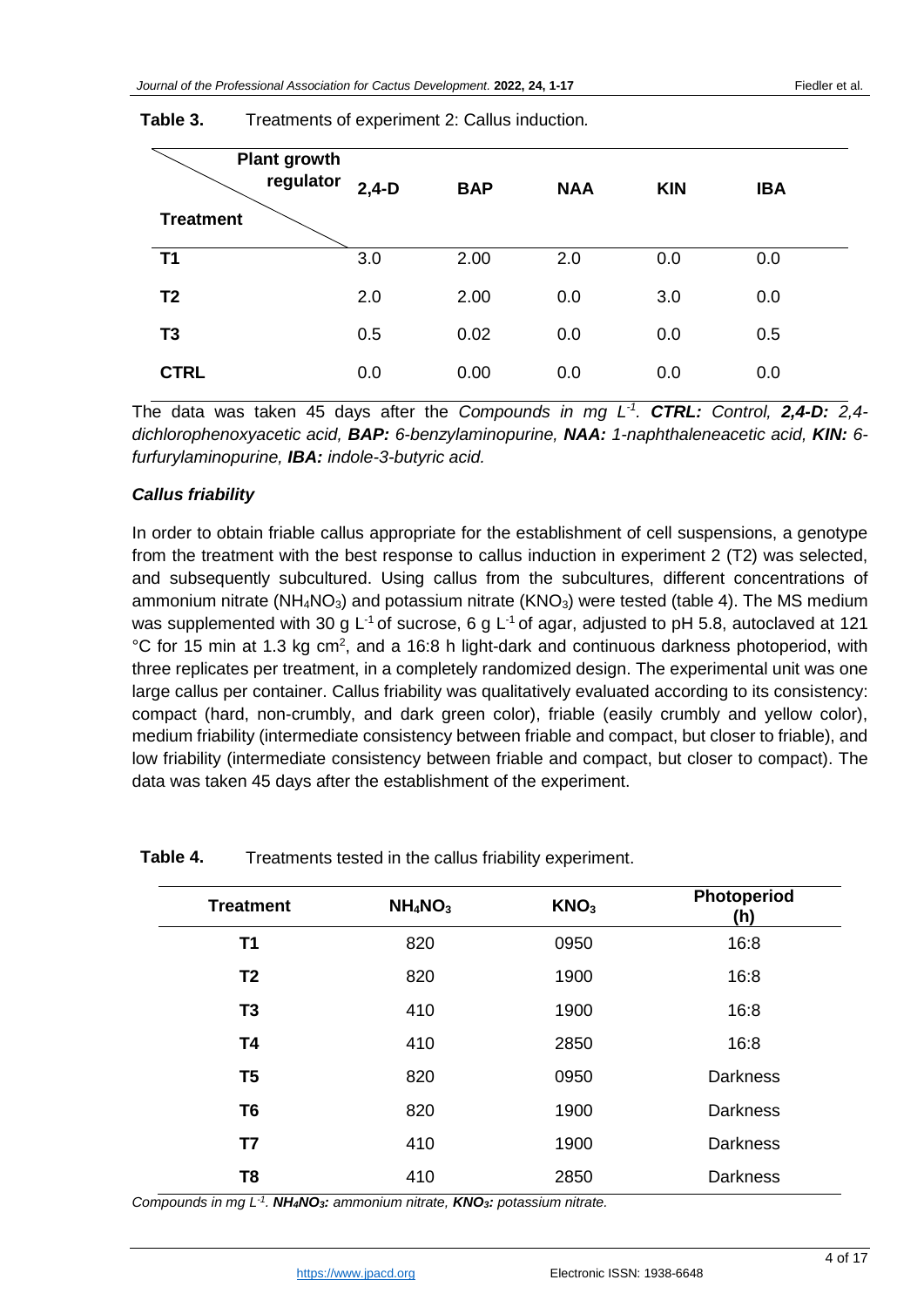**Table 3.** Treatments of experiment 2: Callus induction.

| Treatment \ Plant growth regulator | 2,4-D | BAP | NAA | KIN | IBA |
|---|---|---|---|---|---|
| T1 | 3.0 | 2.00 | 2.0 | 0.0 | 0.0 |
| T2 | 2.0 | 2.00 | 0.0 | 3.0 | 0.0 |
| T3 | 0.5 | 0.02 | 0.0 | 0.0 | 0.5 |
| CTRL | 0.0 | 0.00 | 0.0 | 0.0 | 0.0 |

The data was taken 45 days after the *Compounds in mg $L^{-1}$. **CTRL:** Control, **2,4-D:** 2,4-dichlorophenoxyacetic acid, **BAP:** 6-benzylaminopurine, **NAA:** 1-naphthaleneacetic acid, **KIN:** 6-furfurylaminopurine, **IBA:** indole-3-butyric acid.*

### *Callus friability*

In order to obtain friable callus appropriate for the establishment of cell suspensions, a genotype from the treatment with the best response to callus induction in experiment 2 (T2) was selected, and subsequently subcultured. Using callus from the subcultures, different concentrations of ammonium nitrate ($NH_4NO_3$) and potassium nitrate ($KNO_3$) were tested (table 4). The MS medium was supplemented with 30 g $L^{-1}$ of sucrose, 6 g $L^{-1}$ of agar, adjusted to pH 5.8, autoclaved at 121 °C for 15 min at 1.3 kg $cm^2$, and a 16:8 h light-dark and continuous darkness photoperiod, with three replicates per treatment, in a completely randomized design. The experimental unit was one large callus per container. Callus friability was qualitatively evaluated according to its consistency: compact (hard, non-crumbly, and dark green color), friable (easily crumbly and yellow color), medium friability (intermediate consistency between friable and compact, but closer to friable), and low friability (intermediate consistency between friable and compact, but closer to compact). The data was taken 45 days after the establishment of the experiment.

**Table 4.** Treatments tested in the callus friability experiment.

| Treatment | $NH_4NO_3$ | $KNO_3$ | Photoperiod (h) |
|---|---|---|---|
| T1 | 820 | 0950 | 16:8 |
| T2 | 820 | 1900 | 16:8 |
| T3 | 410 | 1900 | 16:8 |
| T4 | 410 | 2850 | 16:8 |
| T5 | 820 | 0950 | Darkness |
| T6 | 820 | 1900 | Darkness |
| T7 | 410 | 1900 | Darkness |
| T8 | 410 | 2850 | Darkness |

*Compounds in mg $L^{-1}$. **$NH_4NO_3$:** ammonium nitrate, **$KNO_3$:** potassium nitrate.*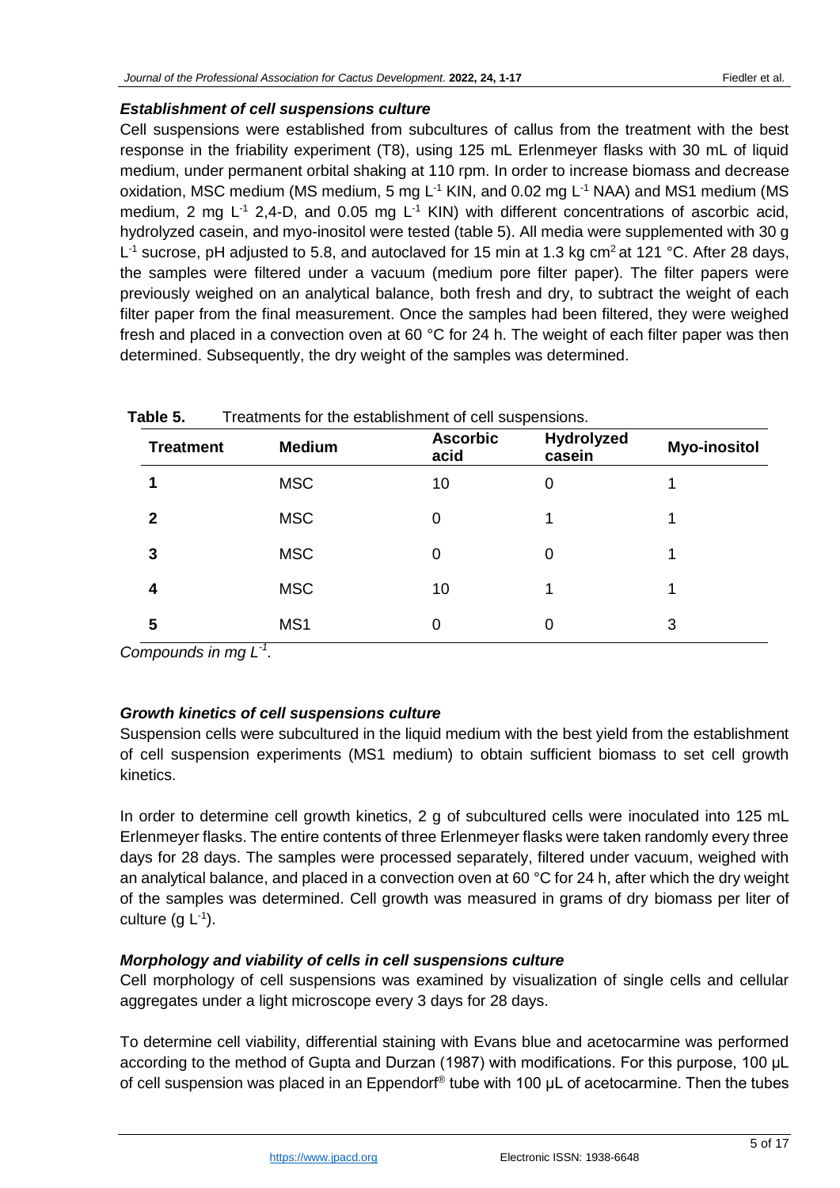### *Establishment of cell suspensions culture*

Cell suspensions were established from subcultures of callus from the treatment with the best response in the friability experiment (T8), using 125 mL Erlenmeyer flasks with 30 mL of liquid medium, under permanent orbital shaking at 110 rpm. In order to increase biomass and decrease oxidation, MSC medium (MS medium, 5 mg $L^{-1}$ KIN, and 0.02 mg $L^{-1}$ NAA) and MS1 medium (MS medium, 2 mg $L^{-1}$ 2,4-D, and 0.05 mg $L^{-1}$ KIN) with different concentrations of ascorbic acid, hydrolyzed casein, and myo-inositol were tested (table 5). All media were supplemented with 30 g $L^{-1}$ sucrose, pH adjusted to 5.8, and autoclaved for 15 min at 1.3 kg $cm^2$ at 121 °C. After 28 days, the samples were filtered under a vacuum (medium pore filter paper). The filter papers were previously weighed on an analytical balance, both fresh and dry, to subtract the weight of each filter paper from the final measurement. Once the samples had been filtered, they were weighed fresh and placed in a convection oven at 60 °C for 24 h. The weight of each filter paper was then determined. Subsequently, the dry weight of the samples was determined.

**Table 5.** Treatments for the establishment of cell suspensions.

| Treatment | Medium | Ascorbic acid | Hydrolyzed casein | Myo-inositol |
|---|---|---|---|---|
| **1** | MSC | 10 | 0 | 1 |
| **2** | MSC | 0 | 1 | 1 |
| **3** | MSC | 0 | 0 | 1 |
| **4** | MSC | 10 | 1 | 1 |
| **5** | MS1 | 0 | 0 | 3 |

*Compounds in mg $L^{-1}$.*

### *Growth kinetics of cell suspensions culture*

Suspension cells were subcultured in the liquid medium with the best yield from the establishment of cell suspension experiments (MS1 medium) to obtain sufficient biomass to set cell growth kinetics.

In order to determine cell growth kinetics, 2 g of subcultured cells were inoculated into 125 mL Erlenmeyer flasks. The entire contents of three Erlenmeyer flasks were taken randomly every three days for 28 days. The samples were processed separately, filtered under vacuum, weighed with an analytical balance, and placed in a convection oven at 60 °C for 24 h, after which the dry weight of the samples was determined. Cell growth was measured in grams of dry biomass per liter of culture (g $L^{-1}$).

### *Morphology and viability of cells in cell suspensions culture*

Cell morphology of cell suspensions was examined by visualization of single cells and cellular aggregates under a light microscope every 3 days for 28 days.

To determine cell viability, differential staining with Evans blue and acetocarmine was performed according to the method of Gupta and Durzan (1987) with modifications. For this purpose, 100 µL of cell suspension was placed in an Eppendorf® tube with 100 µL of acetocarmine. Then the tubes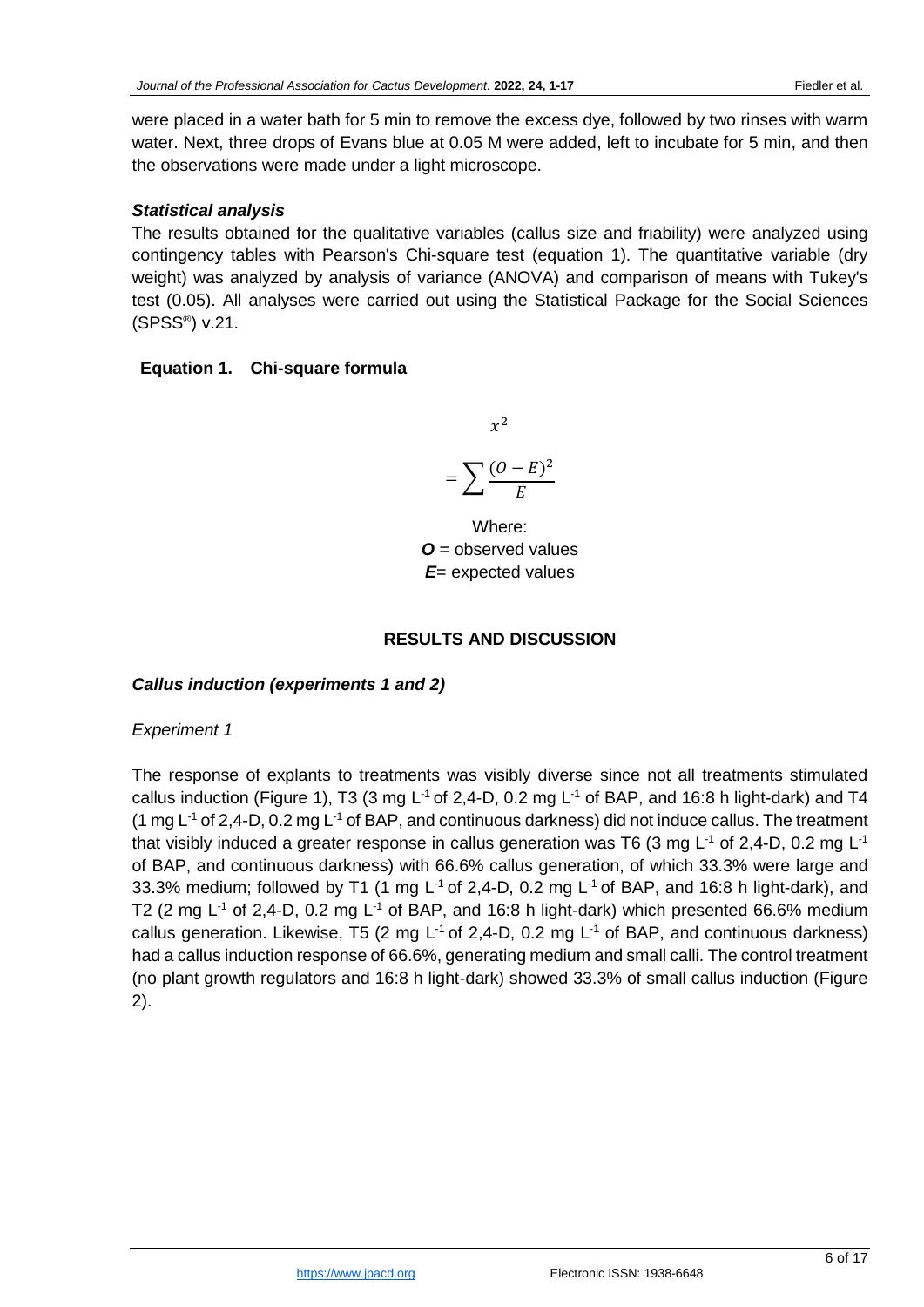were placed in a water bath for 5 min to remove the excess dye, followed by two rinses with warm water. Next, three drops of Evans blue at 0.05 M were added, left to incubate for 5 min, and then the observations were made under a light microscope.

### *Statistical analysis*

The results obtained for the qualitative variables (callus size and friability) were analyzed using contingency tables with Pearson's Chi-square test (equation 1). The quantitative variable (dry weight) was analyzed by analysis of variance (ANOVA) and comparison of means with Tukey's test (0.05). All analyses were carried out using the Statistical Package for the Social Sciences (SPSS®) v.21.

**Equation 1. Chi-square formula**

$$x^2 = \sum \frac{(O - E)^2}{E}$$

Where:
***O*** = observed values
***E***= expected values

## RESULTS AND DISCUSSION

### *Callus induction (experiments 1 and 2)*

*Experiment 1*

The response of explants to treatments was visibly diverse since not all treatments stimulated callus induction (Figure 1), T3 (3 mg $L^{-1}$ of 2,4-D, 0.2 mg $L^{-1}$ of BAP, and 16:8 h light-dark) and T4 (1 mg $L^{-1}$ of 2,4-D, 0.2 mg $L^{-1}$ of BAP, and continuous darkness) did not induce callus. The treatment that visibly induced a greater response in callus generation was T6 (3 mg $L^{-1}$ of 2,4-D, 0.2 mg $L^{-1}$ of BAP, and continuous darkness) with 66.6% callus generation, of which 33.3% were large and 33.3% medium; followed by T1 (1 mg $L^{-1}$ of 2,4-D, 0.2 mg $L^{-1}$ of BAP, and 16:8 h light-dark), and T2 (2 mg $L^{-1}$ of 2,4-D, 0.2 mg $L^{-1}$ of BAP, and 16:8 h light-dark) which presented 66.6% medium callus generation. Likewise, T5 (2 mg $L^{-1}$ of 2,4-D, 0.2 mg $L^{-1}$ of BAP, and continuous darkness) had a callus induction response of 66.6%, generating medium and small calli. The control treatment (no plant growth regulators and 16:8 h light-dark) showed 33.3% of small callus induction (Figure 2).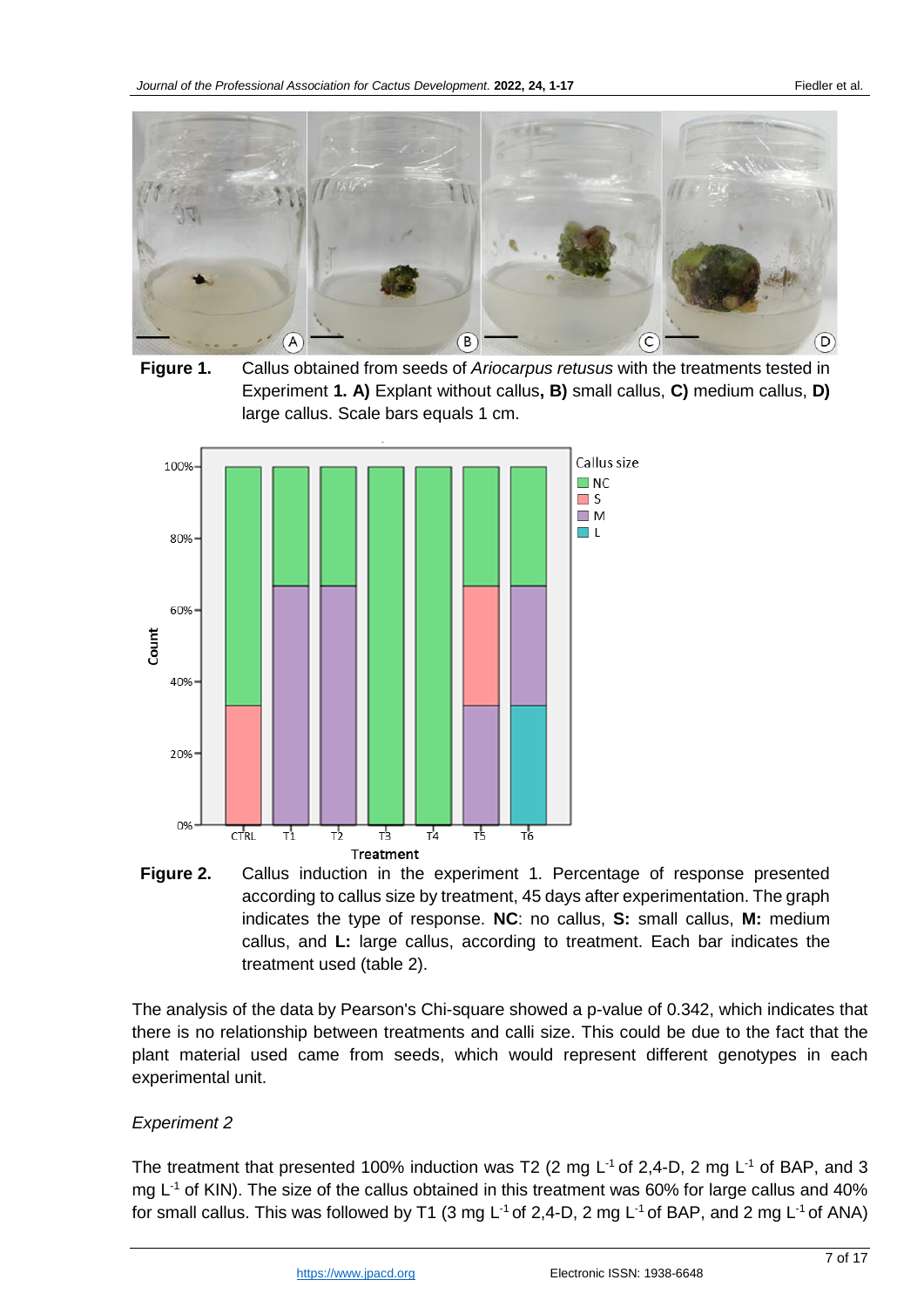**Figure 1.** Callus obtained from seeds of *Ariocarpus retusus* with the treatments tested in Experiment **1. A)** Explant without callus**, B)** small callus, **C)** medium callus, **D)** large callus. Scale bars equals 1 cm.

**Figure 2.** Callus induction in the experiment 1. Percentage of response presented according to callus size by treatment, 45 days after experimentation. The graph indicates the type of response. **NC**: no callus, **S:** small callus, **M:** medium callus, and **L:** large callus, according to treatment. Each bar indicates the treatment used (table 2).

The analysis of the data by Pearson's Chi-square showed a p-value of 0.342, which indicates that there is no relationship between treatments and calli size. This could be due to the fact that the plant material used came from seeds, which would represent different genotypes in each experimental unit.

*Experiment 2*

The treatment that presented 100% induction was T2 (2 mg $L^{-1}$ of 2,4-D, 2 mg $L^{-1}$ of BAP, and 3 mg $L^{-1}$ of KIN). The size of the callus obtained in this treatment was 60% for large callus and 40% for small callus. This was followed by T1 (3 mg $L^{-1}$ of 2,4-D, 2 mg $L^{-1}$ of BAP, and 2 mg $L^{-1}$ of ANA)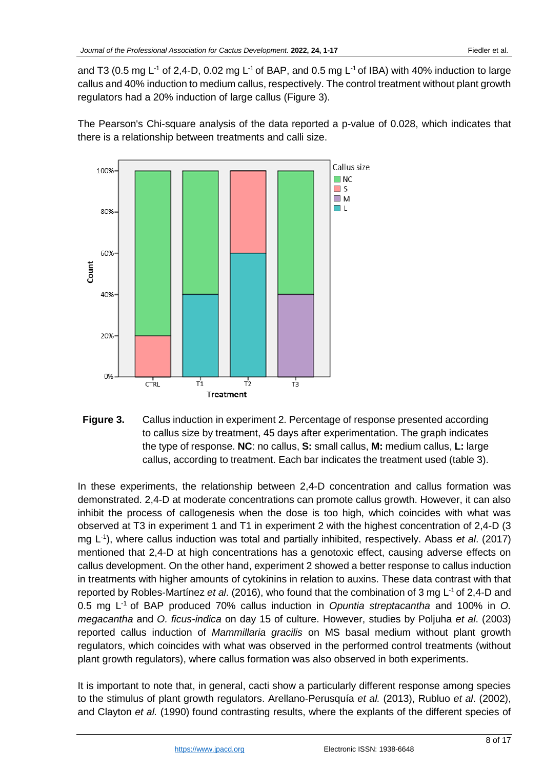and T3 (0.5 mg $L^{-1}$ of 2,4-D, 0.02 mg $L^{-1}$ of BAP, and 0.5 mg $L^{-1}$ of IBA) with 40% induction to large callus and 40% induction to medium callus, respectively. The control treatment without plant growth regulators had a 20% induction of large callus (Figure 3).

The Pearson's Chi-square analysis of the data reported a p-value of 0.028, which indicates that there is a relationship between treatments and calli size.

**Figure 3.** Callus induction in experiment 2. Percentage of response presented according to callus size by treatment, 45 days after experimentation. The graph indicates the type of response. **NC**: no callus, **S:** small callus, **M:** medium callus, **L:** large callus, according to treatment. Each bar indicates the treatment used (table 3).

In these experiments, the relationship between 2,4-D concentration and callus formation was demonstrated. 2,4-D at moderate concentrations can promote callus growth. However, it can also inhibit the process of callogenesis when the dose is too high, which coincides with what was observed at T3 in experiment 1 and T1 in experiment 2 with the highest concentration of 2,4-D (3 mg $L^{-1}$), where callus induction was total and partially inhibited, respectively. Abass *et al*. (2017) mentioned that 2,4-D at high concentrations has a genotoxic effect, causing adverse effects on callus development. On the other hand, experiment 2 showed a better response to callus induction in treatments with higher amounts of cytokinins in relation to auxins. These data contrast with that reported by Robles-Martínez *et al*. (2016), who found that the combination of 3 mg $L^{-1}$ of 2,4-D and 0.5 mg $L^{-1}$ of BAP produced 70% callus induction in *Opuntia streptacantha* and 100% in *O. megacantha* and *O. ficus-indica* on day 15 of culture. However, studies by Poljuha *et al*. (2003) reported callus induction of *Mammillaria gracilis* on MS basal medium without plant growth regulators, which coincides with what was observed in the performed control treatments (without plant growth regulators), where callus formation was also observed in both experiments.

It is important to note that, in general, cacti show a particularly different response among species to the stimulus of plant growth regulators. Arellano-Perusquía *et al.* (2013), Rubluo *et al*. (2002), and Clayton *et al.* (1990) found contrasting results, where the explants of the different species of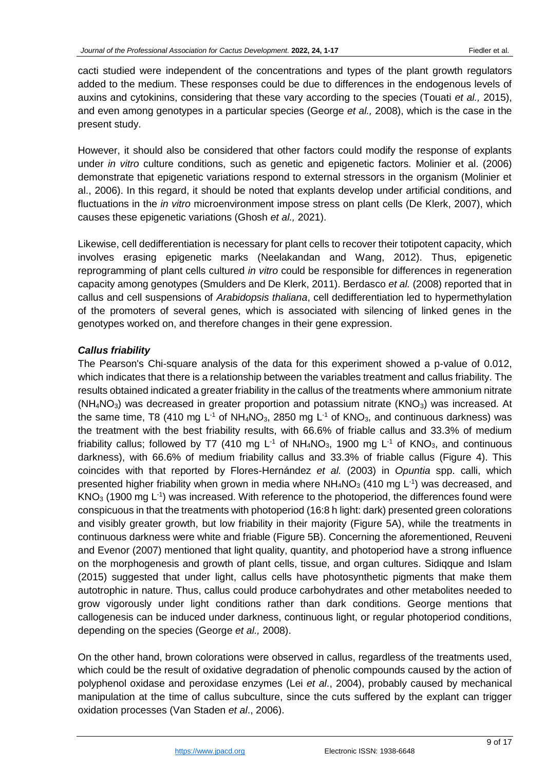cacti studied were independent of the concentrations and types of the plant growth regulators added to the medium. These responses could be due to differences in the endogenous levels of auxins and cytokinins, considering that these vary according to the species (Touati *et al.,* 2015), and even among genotypes in a particular species (George *et al.,* 2008), which is the case in the present study.

However, it should also be considered that other factors could modify the response of explants under *in vitro* culture conditions, such as genetic and epigenetic factors. Molinier et al. (2006) demonstrate that epigenetic variations respond to external stressors in the organism (Molinier et al., 2006). In this regard, it should be noted that explants develop under artificial conditions, and fluctuations in the *in vitro* microenvironment impose stress on plant cells (De Klerk, 2007), which causes these epigenetic variations (Ghosh *et al.,* 2021).

Likewise, cell dedifferentiation is necessary for plant cells to recover their totipotent capacity, which involves erasing epigenetic marks (Neelakandan and Wang, 2012). Thus, epigenetic reprogramming of plant cells cultured *in vitro* could be responsible for differences in regeneration capacity among genotypes (Smulders and De Klerk, 2011). Berdasco *et al.* (2008) reported that in callus and cell suspensions of *Arabidopsis thaliana*, cell dedifferentiation led to hypermethylation of the promoters of several genes, which is associated with silencing of linked genes in the genotypes worked on, and therefore changes in their gene expression.

### *Callus friability*

The Pearson's Chi-square analysis of the data for this experiment showed a p-value of 0.012, which indicates that there is a relationship between the variables treatment and callus friability. The results obtained indicated a greater friability in the callus of the treatments where ammonium nitrate ($NH_4NO_3$) was decreased in greater proportion and potassium nitrate ($KNO_3$) was increased. At the same time, T8 (410 mg $L^{-1}$ of $NH_4NO_3$, 2850 mg $L^{-1}$ of $KNO_3$, and continuous darkness) was the treatment with the best friability results, with 66.6% of friable callus and 33.3% of medium friability callus; followed by T7 (410 mg $L^{-1}$ of $NH_4NO_3$, 1900 mg $L^{-1}$ of $KNO_3$, and continuous darkness), with 66.6% of medium friability callus and 33.3% of friable callus (Figure 4). This coincides with that reported by Flores-Hernández *et al.* (2003) in *Opuntia* spp. calli, which presented higher friability when grown in media where $NH_4NO_3$ (410 mg $L^{-1}$) was decreased, and $KNO_3$ (1900 mg $L^{-1}$) was increased. With reference to the photoperiod, the differences found were conspicuous in that the treatments with photoperiod (16:8 h light: dark) presented green colorations and visibly greater growth, but low friability in their majority (Figure 5A), while the treatments in continuous darkness were white and friable (Figure 5B). Concerning the aforementioned, Reuveni and Evenor (2007) mentioned that light quality, quantity, and photoperiod have a strong influence on the morphogenesis and growth of plant cells, tissue, and organ cultures. Sidiqque and Islam (2015) suggested that under light, callus cells have photosynthetic pigments that make them autotrophic in nature. Thus, callus could produce carbohydrates and other metabolites needed to grow vigorously under light conditions rather than dark conditions. George mentions that callogenesis can be induced under darkness, continuous light, or regular photoperiod conditions, depending on the species (George *et al.,* 2008).

On the other hand, brown colorations were observed in callus, regardless of the treatments used, which could be the result of oxidative degradation of phenolic compounds caused by the action of polyphenol oxidase and peroxidase enzymes (Lei *et al*., 2004), probably caused by mechanical manipulation at the time of callus subculture, since the cuts suffered by the explant can trigger oxidation processes (Van Staden *et al*., 2006).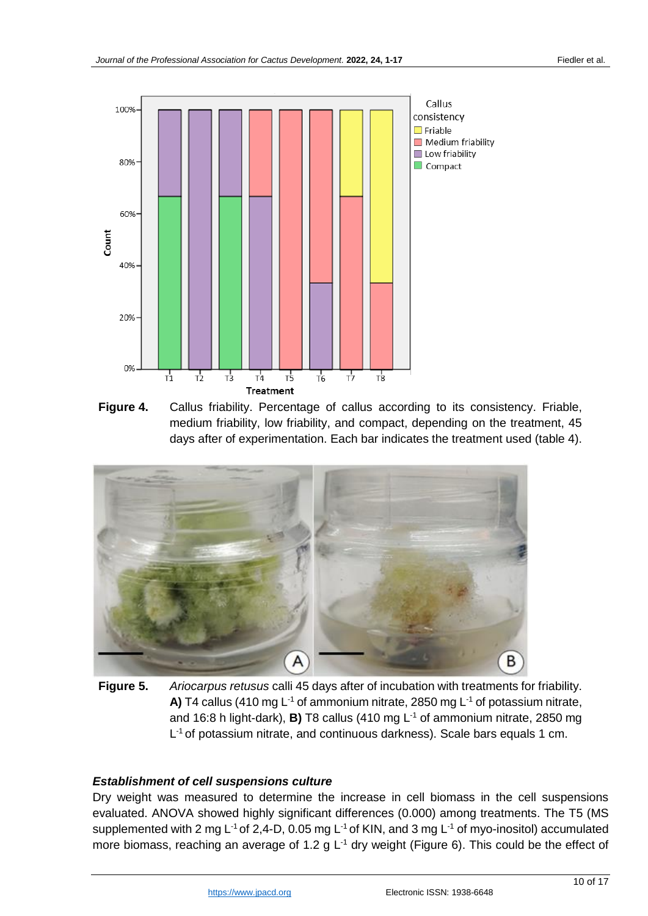**Figure 4.** Callus friability. Percentage of callus according to its consistency. Friable, medium friability, low friability, and compact, depending on the treatment, 45 days after of experimentation. Each bar indicates the treatment used (table 4).

**Figure 5.** *Ariocarpus retusus* calli 45 days after of incubation with treatments for friability. **A)** T4 callus (410 mg $L^{-1}$ of ammonium nitrate, 2850 mg $L^{-1}$ of potassium nitrate, and 16:8 h light-dark), **B)** T8 callus (410 mg $L^{-1}$ of ammonium nitrate, 2850 mg $L^{-1}$ of potassium nitrate, and continuous darkness). Scale bars equals 1 cm.

### *Establishment of cell suspensions culture*

Dry weight was measured to determine the increase in cell biomass in the cell suspensions evaluated. ANOVA showed highly significant differences (0.000) among treatments. The T5 (MS supplemented with 2 mg $L^{-1}$ of 2,4-D, 0.05 mg $L^{-1}$ of KIN, and 3 mg $L^{-1}$ of myo-inositol) accumulated more biomass, reaching an average of 1.2 g $L^{-1}$ dry weight (Figure 6). This could be the effect of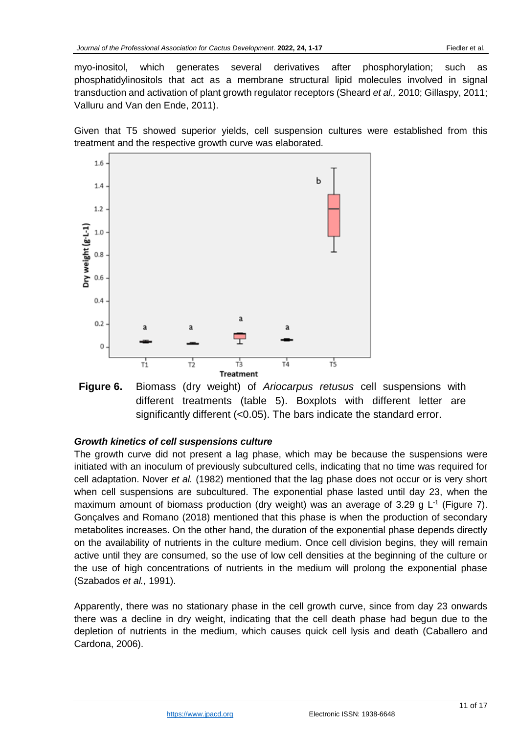myo-inositol, which generates several derivatives after phosphorylation; such as phosphatidylinositols that act as a membrane structural lipid molecules involved in signal transduction and activation of plant growth regulator receptors (Sheard *et al.,* 2010; Gillaspy, 2011; Valluru and Van den Ende, 2011).

Given that T5 showed superior yields, cell suspension cultures were established from this treatment and the respective growth curve was elaborated.

**Figure 6.** Biomass (dry weight) of *Ariocarpus retusus* cell suspensions with different treatments (table 5). Boxplots with different letter are significantly different (<0.05). The bars indicate the standard error.

### *Growth kinetics of cell suspensions culture*

The growth curve did not present a lag phase, which may be because the suspensions were initiated with an inoculum of previously subcultured cells, indicating that no time was required for cell adaptation. Nover *et al.* (1982) mentioned that the lag phase does not occur or is very short when cell suspensions are subcultured. The exponential phase lasted until day 23, when the maximum amount of biomass production (dry weight) was an average of 3.29 g $L^{-1}$ (Figure 7). Gonçalves and Romano (2018) mentioned that this phase is when the production of secondary metabolites increases. On the other hand, the duration of the exponential phase depends directly on the availability of nutrients in the culture medium. Once cell division begins, they will remain active until they are consumed, so the use of low cell densities at the beginning of the culture or the use of high concentrations of nutrients in the medium will prolong the exponential phase (Szabados *et al.,* 1991).

Apparently, there was no stationary phase in the cell growth curve, since from day 23 onwards there was a decline in dry weight, indicating that the cell death phase had begun due to the depletion of nutrients in the medium, which causes quick cell lysis and death (Caballero and Cardona, 2006).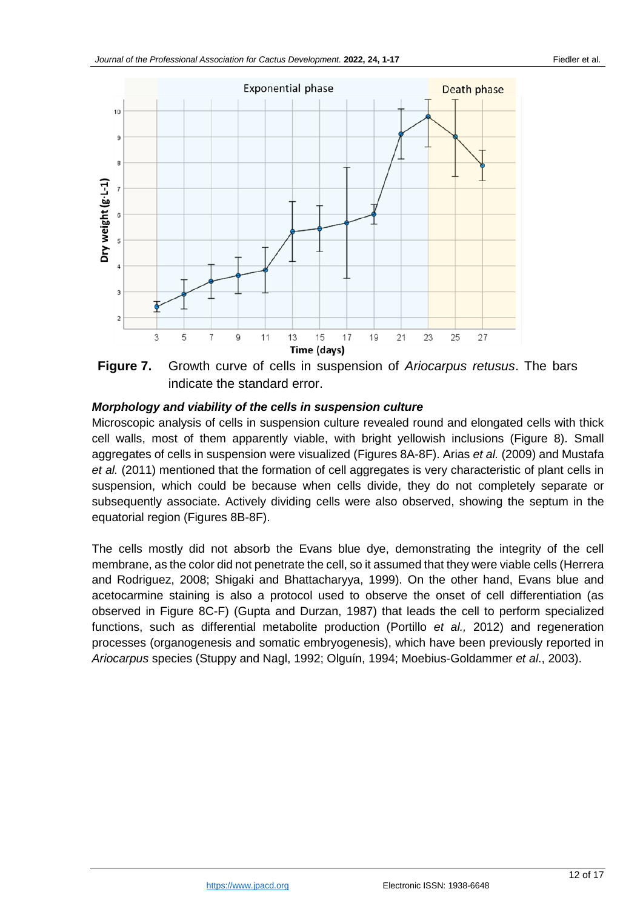**Figure 7.** Growth curve of cells in suspension of *Ariocarpus retusus*. The bars indicate the standard error.

### *Morphology and viability of the cells in suspension culture*

Microscopic analysis of cells in suspension culture revealed round and elongated cells with thick cell walls, most of them apparently viable, with bright yellowish inclusions (Figure 8). Small aggregates of cells in suspension were visualized (Figures 8A-8F). Arias *et al.* (2009) and Mustafa *et al.* (2011) mentioned that the formation of cell aggregates is very characteristic of plant cells in suspension, which could be because when cells divide, they do not completely separate or subsequently associate. Actively dividing cells were also observed, showing the septum in the equatorial region (Figures 8B-8F).

The cells mostly did not absorb the Evans blue dye, demonstrating the integrity of the cell membrane, as the color did not penetrate the cell, so it assumed that they were viable cells (Herrera and Rodriguez, 2008; Shigaki and Bhattacharyya, 1999). On the other hand, Evans blue and acetocarmine staining is also a protocol used to observe the onset of cell differentiation (as observed in Figure 8C-F) (Gupta and Durzan, 1987) that leads the cell to perform specialized functions, such as differential metabolite production (Portillo *et al.,* 2012) and regeneration processes (organogenesis and somatic embryogenesis), which have been previously reported in *Ariocarpus* species (Stuppy and Nagl, 1992; Olguín, 1994; Moebius-Goldammer *et al*., 2003).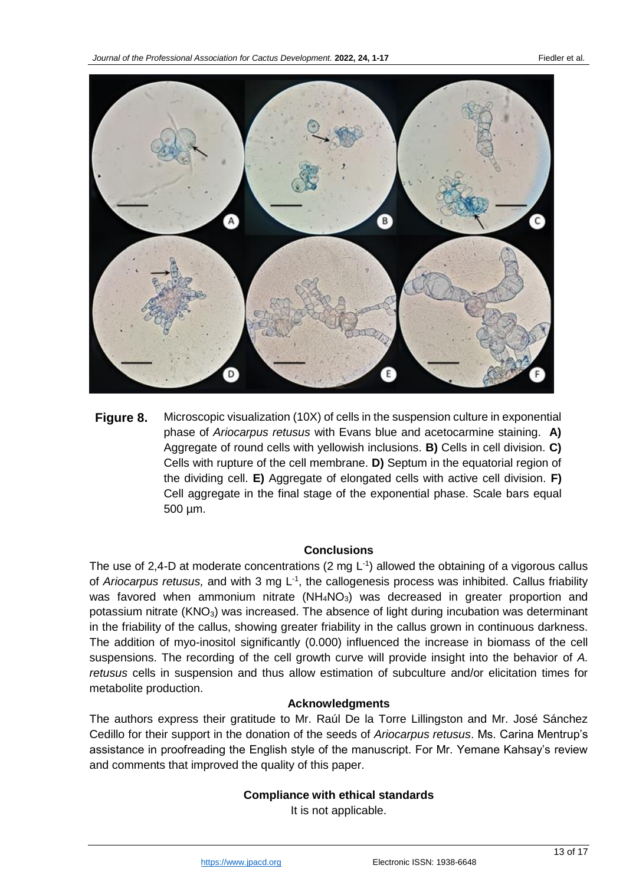**Figure 8.** Microscopic visualization (10X) of cells in the suspension culture in exponential phase of *Ariocarpus retusus* with Evans blue and acetocarmine staining. **A)** Aggregate of round cells with yellowish inclusions. **B)** Cells in cell division. **C)** Cells with rupture of the cell membrane. **D)** Septum in the equatorial region of the dividing cell. **E)** Aggregate of elongated cells with active cell division. **F)** Cell aggregate in the final stage of the exponential phase. Scale bars equal 500 µm.

## Conclusions

The use of 2,4-D at moderate concentrations (2 mg $L^{-1}$) allowed the obtaining of a vigorous callus of *Ariocarpus retusus,* and with 3 mg $L^{-1}$, the callogenesis process was inhibited. Callus friability was favored when ammonium nitrate ($NH_4NO_3$) was decreased in greater proportion and potassium nitrate ($KNO_3$) was increased. The absence of light during incubation was determinant in the friability of the callus, showing greater friability in the callus grown in continuous darkness. The addition of myo-inositol significantly (0.000) influenced the increase in biomass of the cell suspensions. The recording of the cell growth curve will provide insight into the behavior of *A. retusus* cells in suspension and thus allow estimation of subculture and/or elicitation times for metabolite production.

## Acknowledgments

The authors express their gratitude to Mr. Raúl De la Torre Lillingston and Mr. José Sánchez Cedillo for their support in the donation of the seeds of *Ariocarpus retusus*. Ms. Carina Mentrup's assistance in proofreading the English style of the manuscript. For Mr. Yemane Kahsay's review and comments that improved the quality of this paper.

## Compliance with ethical standards

It is not applicable.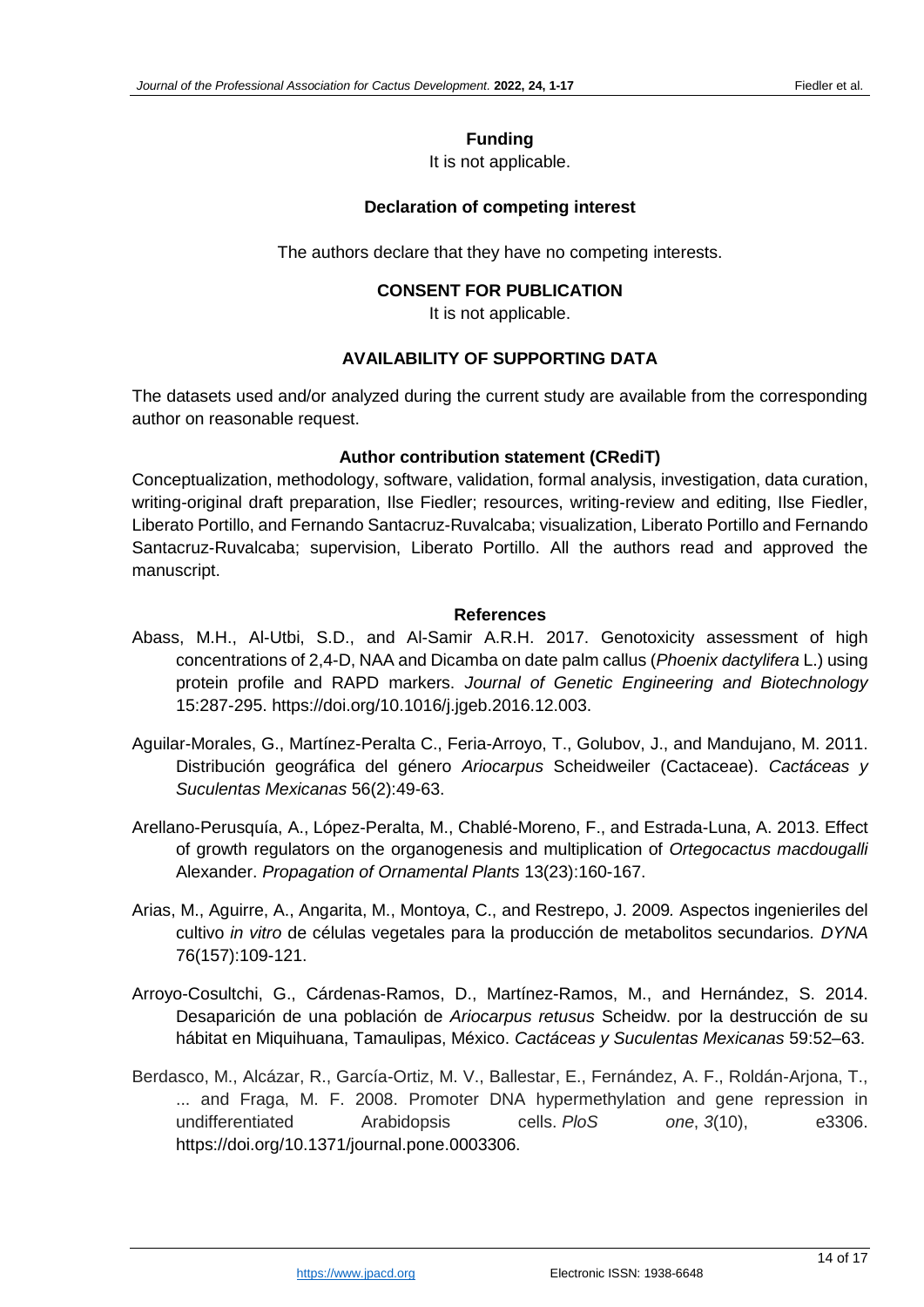## Funding

It is not applicable.

## Declaration of competing interest

The authors declare that they have no competing interests.

## CONSENT FOR PUBLICATION

It is not applicable.

## AVAILABILITY OF SUPPORTING DATA

The datasets used and/or analyzed during the current study are available from the corresponding author on reasonable request.

## Author contribution statement (CRediT)

Conceptualization, methodology, software, validation, formal analysis, investigation, data curation, writing-original draft preparation, Ilse Fiedler; resources, writing-review and editing, Ilse Fiedler, Liberato Portillo, and Fernando Santacruz-Ruvalcaba; visualization, Liberato Portillo and Fernando Santacruz-Ruvalcaba; supervision, Liberato Portillo. All the authors read and approved the manuscript.

## References

Abass, M.H., Al-Utbi, S.D., and Al-Samir A.R.H. 2017. Genotoxicity assessment of high concentrations of 2,4-D, NAA and Dicamba on date palm callus (*Phoenix dactylifera* L.) using protein profile and RAPD markers. *Journal of Genetic Engineering and Biotechnology* 15:287-295. https://doi.org/10.1016/j.jgeb.2016.12.003.

Aguilar-Morales, G., Martínez-Peralta C., Feria-Arroyo, T., Golubov, J., and Mandujano, M. 2011. Distribución geográfica del género *Ariocarpus* Scheidweiler (Cactaceae). *Cactáceas y Suculentas Mexicanas* 56(2):49-63.

Arellano-Perusquía, A., López-Peralta, M., Chablé-Moreno, F., and Estrada-Luna, A. 2013. Effect of growth regulators on the organogenesis and multiplication of *Ortegocactus macdougalli* Alexander. *Propagation of Ornamental Plants* 13(23):160-167.

Arias, M., Aguirre, A., Angarita, M., Montoya, C., and Restrepo, J. 2009. Aspectos ingenieriles del cultivo *in vitro* de células vegetales para la producción de metabolitos secundarios. *DYNA* 76(157):109-121.

Arroyo-Cosultchi, G., Cárdenas-Ramos, D., Martínez-Ramos, M., and Hernández, S. 2014. Desaparición de una población de *Ariocarpus retusus* Scheidw. por la destrucción de su hábitat en Miquihuana, Tamaulipas, México. *Cactáceas y Suculentas Mexicanas* 59:52–63.

Berdasco, M., Alcázar, R., García-Ortiz, M. V., Ballestar, E., Fernández, A. F., Roldán-Arjona, T., ... and Fraga, M. F. 2008. Promoter DNA hypermethylation and gene repression in undifferentiated Arabidopsis cells. *PloS one*, *3*(10), e3306. https://doi.org/10.1371/journal.pone.0003306.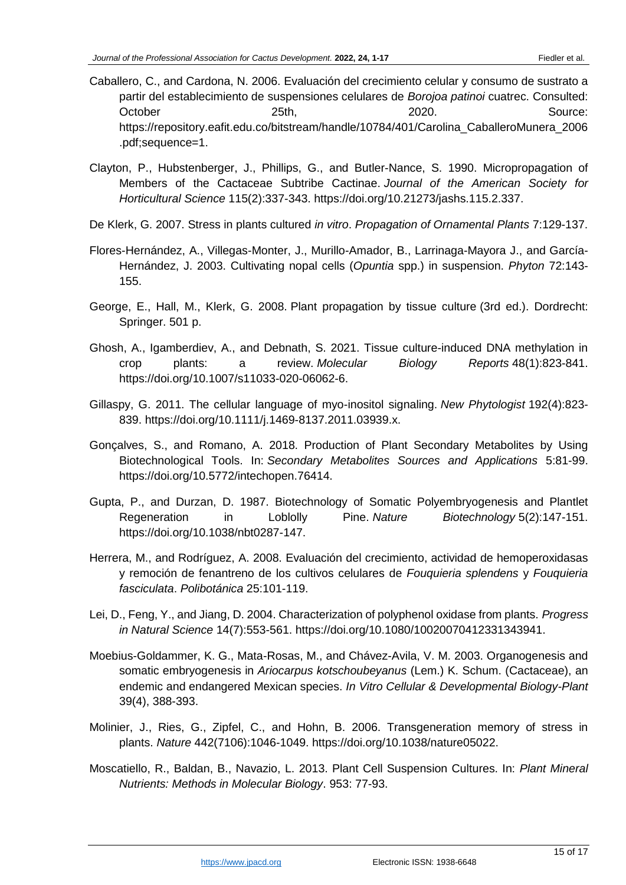Caballero, C., and Cardona, N. 2006. Evaluación del crecimiento celular y consumo de sustrato a partir del establecimiento de suspensiones celulares de *Borojoa patinoi* cuatrec. Consulted: October 25th, 2020. Source: https://repository.eafit.edu.co/bitstream/handle/10784/401/Carolina_CaballeroMunera_2006.pdf;sequence=1.

Clayton, P., Hubstenberger, J., Phillips, G., and Butler-Nance, S. 1990. Micropropagation of Members of the Cactaceae Subtribe Cactinae. *Journal of the American Society for Horticultural Science* 115(2):337-343. https://doi.org/10.21273/jashs.115.2.337.

De Klerk, G. 2007. Stress in plants cultured *in vitro*. *Propagation of Ornamental Plants* 7:129-137.

Flores-Hernández, A., Villegas-Monter, J., Murillo-Amador, B., Larrinaga-Mayora J., and García-Hernández, J. 2003. Cultivating nopal cells (*Opuntia* spp.) in suspension. *Phyton* 72:143-155.

George, E., Hall, M., Klerk, G. 2008. Plant propagation by tissue culture (3rd ed.). Dordrecht: Springer. 501 p.

Ghosh, A., Igamberdiev, A., and Debnath, S. 2021. Tissue culture-induced DNA methylation in crop plants: a review. *Molecular Biology Reports* 48(1):823-841. https://doi.org/10.1007/s11033-020-06062-6.

Gillaspy, G. 2011. The cellular language of myo-inositol signaling. *New Phytologist* 192(4):823-839. https://doi.org/10.1111/j.1469-8137.2011.03939.x.

Gonçalves, S., and Romano, A. 2018. Production of Plant Secondary Metabolites by Using Biotechnological Tools. In: *Secondary Metabolites Sources and Applications* 5:81-99. https://doi.org/10.5772/intechopen.76414.

Gupta, P., and Durzan, D. 1987. Biotechnology of Somatic Polyembryogenesis and Plantlet Regeneration in Loblolly Pine. *Nature Biotechnology* 5(2):147-151. https://doi.org/10.1038/nbt0287-147.

Herrera, M., and Rodríguez, A. 2008. Evaluación del crecimiento, actividad de hemoperoxidasas y remoción de fenantreno de los cultivos celulares de *Fouquieria splendens* y *Fouquieria fasciculata*. *Polibotánica* 25:101-119.

Lei, D., Feng, Y., and Jiang, D. 2004. Characterization of polyphenol oxidase from plants. *Progress in Natural Science* 14(7):553-561. https://doi.org/10.1080/10020070412331343941.

Moebius-Goldammer, K. G., Mata-Rosas, M., and Chávez-Avila, V. M. 2003. Organogenesis and somatic embryogenesis in *Ariocarpus kotschoubeyanus* (Lem.) K. Schum. (Cactaceae), an endemic and endangered Mexican species. *In Vitro Cellular & Developmental Biology-Plant* 39(4), 388-393.

Molinier, J., Ries, G., Zipfel, C., and Hohn, B. 2006. Transgeneration memory of stress in plants. *Nature* 442(7106):1046-1049. https://doi.org/10.1038/nature05022.

Moscatiello, R., Baldan, B., Navazio, L. 2013. Plant Cell Suspension Cultures. In: *Plant Mineral Nutrients: Methods in Molecular Biology*. 953: 77-93.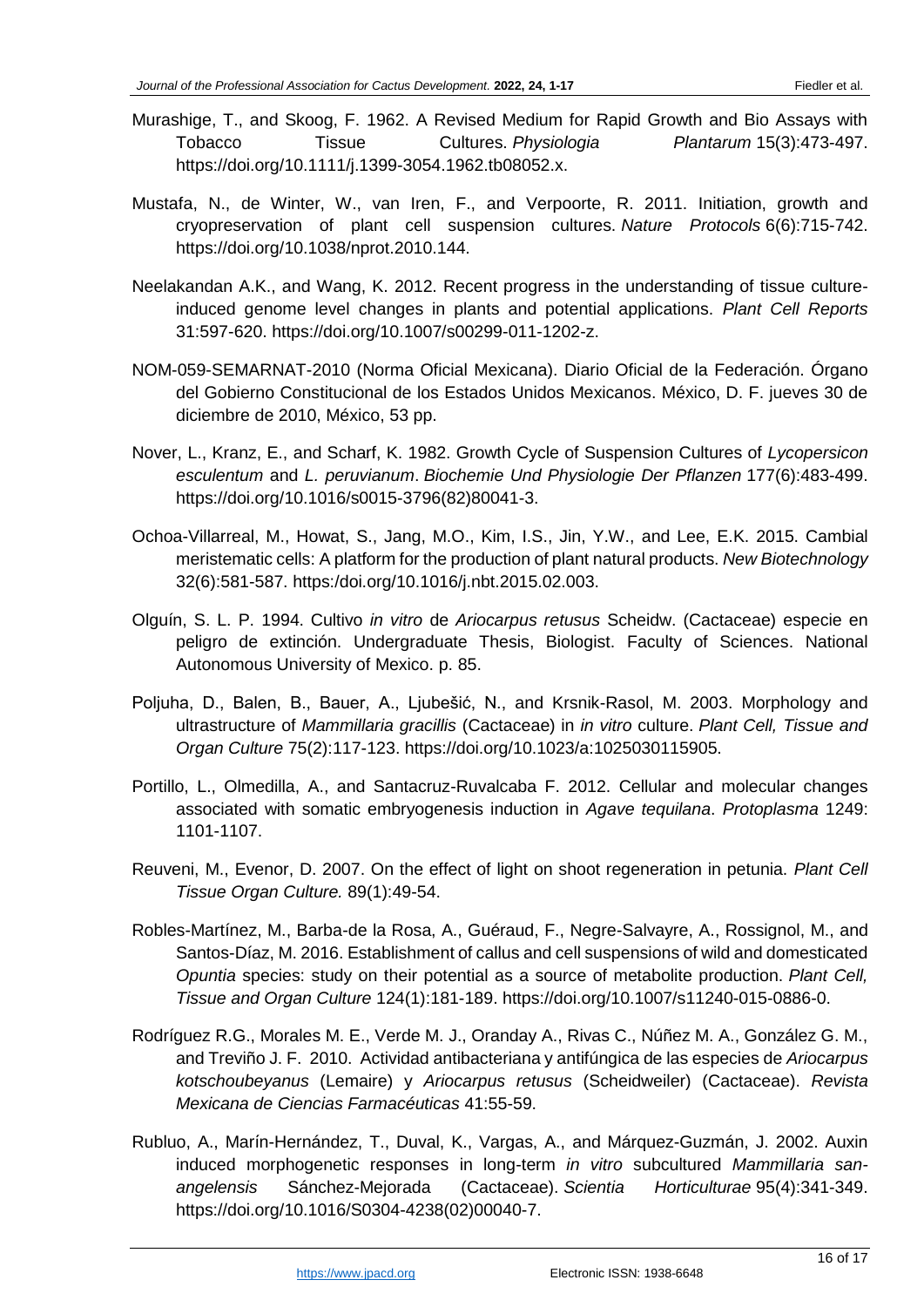Murashige, T., and Skoog, F. 1962. A Revised Medium for Rapid Growth and Bio Assays with Tobacco Tissue Cultures. *Physiologia Plantarum* 15(3):473-497. https://doi.org/10.1111/j.1399-3054.1962.tb08052.x.

Mustafa, N., de Winter, W., van Iren, F., and Verpoorte, R. 2011. Initiation, growth and cryopreservation of plant cell suspension cultures. *Nature Protocols* 6(6):715-742. https://doi.org/10.1038/nprot.2010.144.

Neelakandan A.K., and Wang, K. 2012. Recent progress in the understanding of tissue culture-induced genome level changes in plants and potential applications. *Plant Cell Reports* 31:597-620. https://doi.org/10.1007/s00299-011-1202-z.

NOM-059-SEMARNAT-2010 (Norma Oficial Mexicana). Diario Oficial de la Federación. Órgano del Gobierno Constitucional de los Estados Unidos Mexicanos. México, D. F. jueves 30 de diciembre de 2010, México, 53 pp.

Nover, L., Kranz, E., and Scharf, K. 1982. Growth Cycle of Suspension Cultures of *Lycopersicon esculentum* and *L. peruvianum*. *Biochemie Und Physiologie Der Pflanzen* 177(6):483-499. https://doi.org/10.1016/s0015-3796(82)80041-3.

Ochoa-Villarreal, M., Howat, S., Jang, M.O., Kim, I.S., Jin, Y.W., and Lee, E.K. 2015. Cambial meristematic cells: A platform for the production of plant natural products. *New Biotechnology* 32(6):581-587. https:/doi.org/10.1016/j.nbt.2015.02.003.

Olguín, S. L. P. 1994. Cultivo *in vitro* de *Ariocarpus retusus* Scheidw. (Cactaceae) especie en peligro de extinción. Undergraduate Thesis, Biologist. Faculty of Sciences. National Autonomous University of Mexico. p. 85.

Poljuha, D., Balen, B., Bauer, A., Ljubešić, N., and Krsnik-Rasol, M. 2003. Morphology and ultrastructure of *Mammillaria gracillis* (Cactaceae) in *in vitro* culture. *Plant Cell, Tissue and Organ Culture* 75(2):117-123. https://doi.org/10.1023/a:1025030115905.

Portillo, L., Olmedilla, A., and Santacruz-Ruvalcaba F. 2012. Cellular and molecular changes associated with somatic embryogenesis induction in *Agave tequilana*. *Protoplasma* 1249: 1101-1107.

Reuveni, M., Evenor, D. 2007. On the effect of light on shoot regeneration in petunia. *Plant Cell Tissue Organ Culture.* 89(1):49-54.

Robles-Martínez, M., Barba-de la Rosa, A., Guéraud, F., Negre-Salvayre, A., Rossignol, M., and Santos-Díaz, M. 2016. Establishment of callus and cell suspensions of wild and domesticated *Opuntia* species: study on their potential as a source of metabolite production. *Plant Cell, Tissue and Organ Culture* 124(1):181-189. https://doi.org/10.1007/s11240-015-0886-0.

Rodríguez R.G., Morales M. E., Verde M. J., Oranday A., Rivas C., Núñez M. A., González G. M., and Treviño J. F. 2010. Actividad antibacteriana y antifúngica de las especies de *Ariocarpus kotschoubeyanus* (Lemaire) y *Ariocarpus retusus* (Scheidweiler) (Cactaceae). *Revista Mexicana de Ciencias Farmacéuticas* 41:55-59.

Rubluo, A., Marín-Hernández, T., Duval, K., Vargas, A., and Márquez-Guzmán, J. 2002. Auxin induced morphogenetic responses in long-term *in vitro* subcultured *Mammillaria san-angelensis* Sánchez-Mejorada (Cactaceae). *Scientia Horticulturae* 95(4):341-349. https://doi.org/10.1016/S0304-4238(02)00040-7.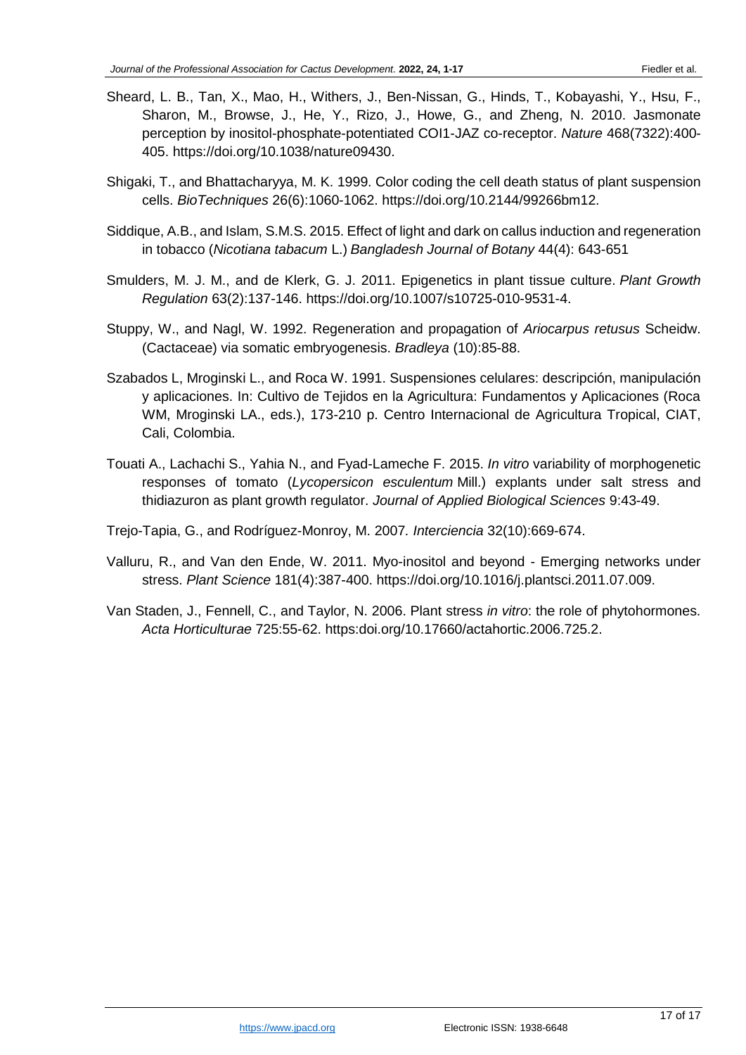Sheard, L. B., Tan, X., Mao, H., Withers, J., Ben-Nissan, G., Hinds, T., Kobayashi, Y., Hsu, F., Sharon, M., Browse, J., He, Y., Rizo, J., Howe, G., and Zheng, N. 2010. Jasmonate perception by inositol-phosphate-potentiated COI1-JAZ co-receptor. *Nature* 468(7322):400-405. https://doi.org/10.1038/nature09430.

Shigaki, T., and Bhattacharyya, M. K. 1999. Color coding the cell death status of plant suspension cells. *BioTechniques* 26(6):1060-1062. https://doi.org/10.2144/99266bm12.

Siddique, A.B., and Islam, S.M.S. 2015. Effect of light and dark on callus induction and regeneration in tobacco (*Nicotiana tabacum* L.) *Bangladesh Journal of Botany* 44(4): 643-651

Smulders, M. J. M., and de Klerk, G. J. 2011. Epigenetics in plant tissue culture. *Plant Growth Regulation* 63(2):137-146. https://doi.org/10.1007/s10725-010-9531-4.

Stuppy, W., and Nagl, W. 1992. Regeneration and propagation of *Ariocarpus retusus* Scheidw. (Cactaceae) via somatic embryogenesis. *Bradleya* (10):85-88.

Szabados L, Mroginski L., and Roca W. 1991. Suspensiones celulares: descripción, manipulación y aplicaciones. In: Cultivo de Tejidos en la Agricultura: Fundamentos y Aplicaciones (Roca WM, Mroginski LA., eds.), 173-210 p. Centro Internacional de Agricultura Tropical, CIAT, Cali, Colombia.

Touati A., Lachachi S., Yahia N., and Fyad-Lameche F. 2015. *In vitro* variability of morphogenetic responses of tomato (*Lycopersicon esculentum* Mill.) explants under salt stress and thidiazuron as plant growth regulator. *Journal of Applied Biological Sciences* 9:43-49.

Trejo-Tapia, G., and Rodríguez-Monroy, M. 2007. *Interciencia* 32(10):669-674.

Valluru, R., and Van den Ende, W. 2011. Myo-inositol and beyond - Emerging networks under stress. *Plant Science* 181(4):387-400. https://doi.org/10.1016/j.plantsci.2011.07.009.

Van Staden, J., Fennell, C., and Taylor, N. 2006. Plant stress *in vitro*: the role of phytohormones. *Acta Horticulturae* 725:55-62. https:doi.org/10.17660/actahortic.2006.725.2.